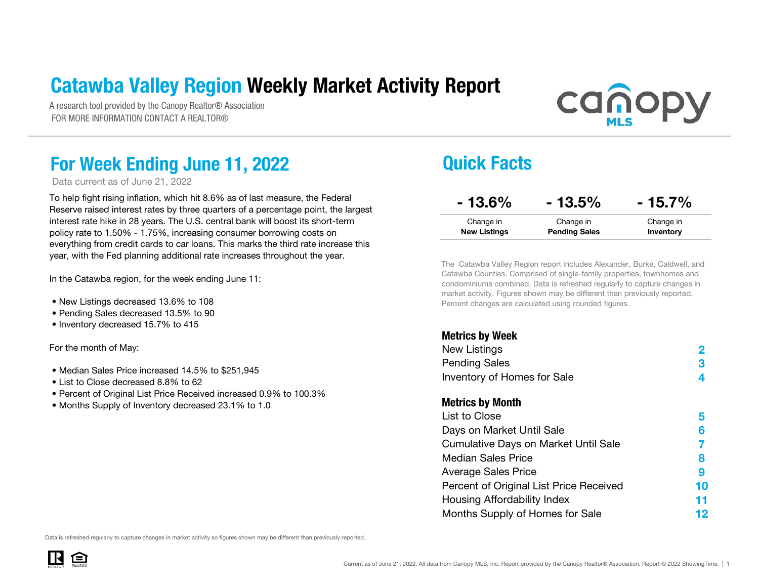# Catawba Valley Region Weekly Market Activity Report

A research tool provided by the Canopy Realtor® Association
FOR MORE INFORMATION CONTACT A REALTOR®

## For Week Ending June 11, 2022

Data current as of June 21, 2022

To help fight rising inflation, which hit 8.6% as of last measure, the Federal Reserve raised interest rates by three quarters of a percentage point, the largest interest rate hike in 28 years. The U.S. central bank will boost its short-term policy rate to 1.50% - 1.75%, increasing consumer borrowing costs on everything from credit cards to car loans. This marks the third rate increase this year, with the Fed planning additional rate increases throughout the year.

In the Catawba region, for the week ending June 11:

- New Listings decreased 13.6% to 108
- Pending Sales decreased 13.5% to 90
- Inventory decreased 15.7% to 415

For the month of May:

- Median Sales Price increased 14.5% to $251,945
- List to Close decreased 8.8% to 62
- Percent of Original List Price Received increased 0.9% to 100.3%
- Months Supply of Inventory decreased 23.1% to 1.0

## Quick Facts

| - 13.6% | - 13.5% | - 15.7% |
|---|---|---|
| Change in **New Listings** | Change in **Pending Sales** | Change in **Inventory** |

The Catawba Valley Region report includes Alexander, Burke, Caldwell, and Catawba Counties. Comprised of single-family properties, townhomes and condominiums combined. Data is refreshed regularly to capture changes in market activity. Figures shown may be different than previously reported. Percent changes are calculated using rounded figures.

**Metrics by Week**

| | |
|---|---|
| New Listings | 2 |
| Pending Sales | 3 |
| Inventory of Homes for Sale | 4 |

**Metrics by Month**

| | |
|---|---|
| List to Close | 5 |
| Days on Market Until Sale | 6 |
| Cumulative Days on Market Until Sale | 7 |
| Median Sales Price | 8 |
| Average Sales Price | 9 |
| Percent of Original List Price Received | 10 |
| Housing Affordability Index | 11 |
| Months Supply of Homes for Sale | 12 |

Data is refreshed regularly to capture changes in market activity so figures shown may be different than previously reported.

Current as of June 21, 2022. All data from Canopy MLS, Inc. Report provided by the Canopy Realtor® Association. Report © 2022 ShowingTime.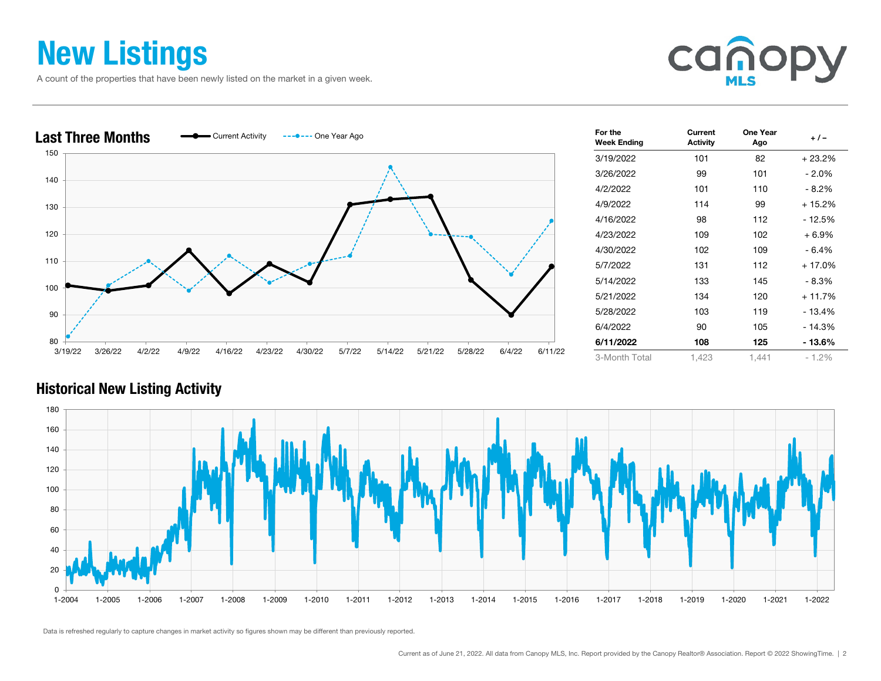# New Listings

A count of the properties that have been newly listed on the market in a given week.

## Last Three Months

| For the Week Ending | Current Activity | One Year Ago | + / – |
|---|---|---|---|
| 3/19/2022 | 101 | 82 | + 23.2% |
| 3/26/2022 | 99 | 101 | - 2.0% |
| 4/2/2022 | 101 | 110 | - 8.2% |
| 4/9/2022 | 114 | 99 | + 15.2% |
| 4/16/2022 | 98 | 112 | - 12.5% |
| 4/23/2022 | 109 | 102 | + 6.9% |
| 4/30/2022 | 102 | 109 | - 6.4% |
| 5/7/2022 | 131 | 112 | + 17.0% |
| 5/14/2022 | 133 | 145 | - 8.3% |
| 5/21/2022 | 134 | 120 | + 11.7% |
| 5/28/2022 | 103 | 119 | - 13.4% |
| 6/4/2022 | 90 | 105 | - 14.3% |
| **6/11/2022** | **108** | **125** | **- 13.6%** |
| 3-Month Total | 1,423 | 1,441 | - 1.2% |

## Historical New Listing Activity

Data is refreshed regularly to capture changes in market activity so figures shown may be different than previously reported.

Current as of June 21, 2022. All data from Canopy MLS, Inc. Report provided by the Canopy Realtor® Association. Report © 2022 ShowingTime.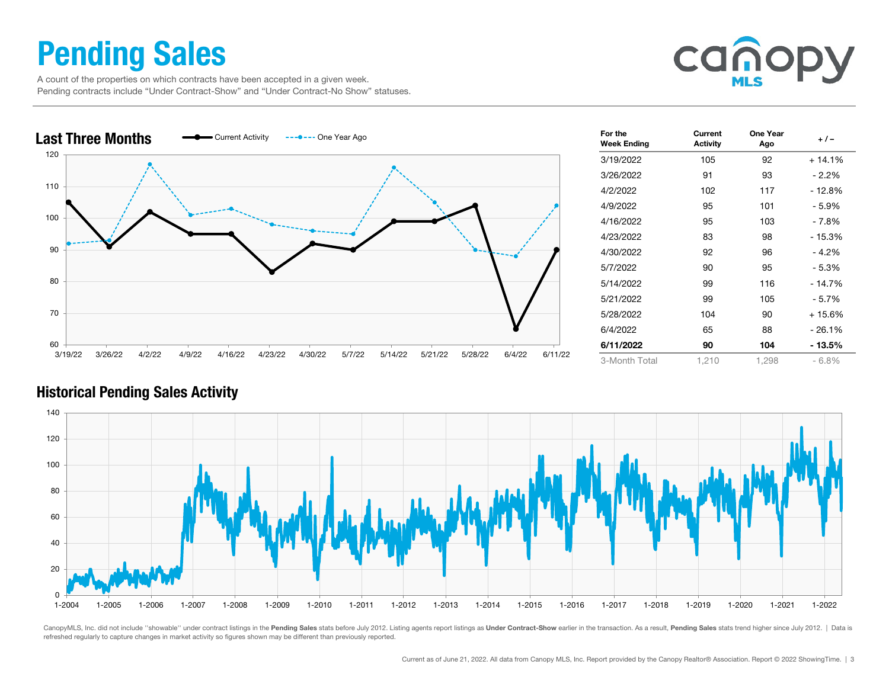# Pending Sales

A count of the properties on which contracts have been accepted in a given week.
Pending contracts include "Under Contract-Show" and "Under Contract-No Show" statuses.

## Last Three Months

| For the Week Ending | Current Activity | One Year Ago | + / – |
|---|---|---|---|
| 3/19/2022 | 105 | 92 | + 14.1% |
| 3/26/2022 | 91 | 93 | - 2.2% |
| 4/2/2022 | 102 | 117 | - 12.8% |
| 4/9/2022 | 95 | 101 | - 5.9% |
| 4/16/2022 | 95 | 103 | - 7.8% |
| 4/23/2022 | 83 | 98 | - 15.3% |
| 4/30/2022 | 92 | 96 | - 4.2% |
| 5/7/2022 | 90 | 95 | - 5.3% |
| 5/14/2022 | 99 | 116 | - 14.7% |
| 5/21/2022 | 99 | 105 | - 5.7% |
| 5/28/2022 | 104 | 90 | + 15.6% |
| 6/4/2022 | 65 | 88 | - 26.1% |
| **6/11/2022** | **90** | **104** | **- 13.5%** |
| 3-Month Total | 1,210 | 1,298 | - 6.8% |

## Historical Pending Sales Activity

CanopyMLS, Inc. did not include "showable" under contract listings in the **Pending Sales** stats before July 2012. Listing agents report listings as **Under Contract-Show** earlier in the transaction. As a result, **Pending Sales** stats trend higher since July 2012. | Data is refreshed regularly to capture changes in market activity so figures shown may be different than previously reported.

Current as of June 21, 2022. All data from Canopy MLS, Inc. Report provided by the Canopy Realtor® Association. Report © 2022 ShowingTime.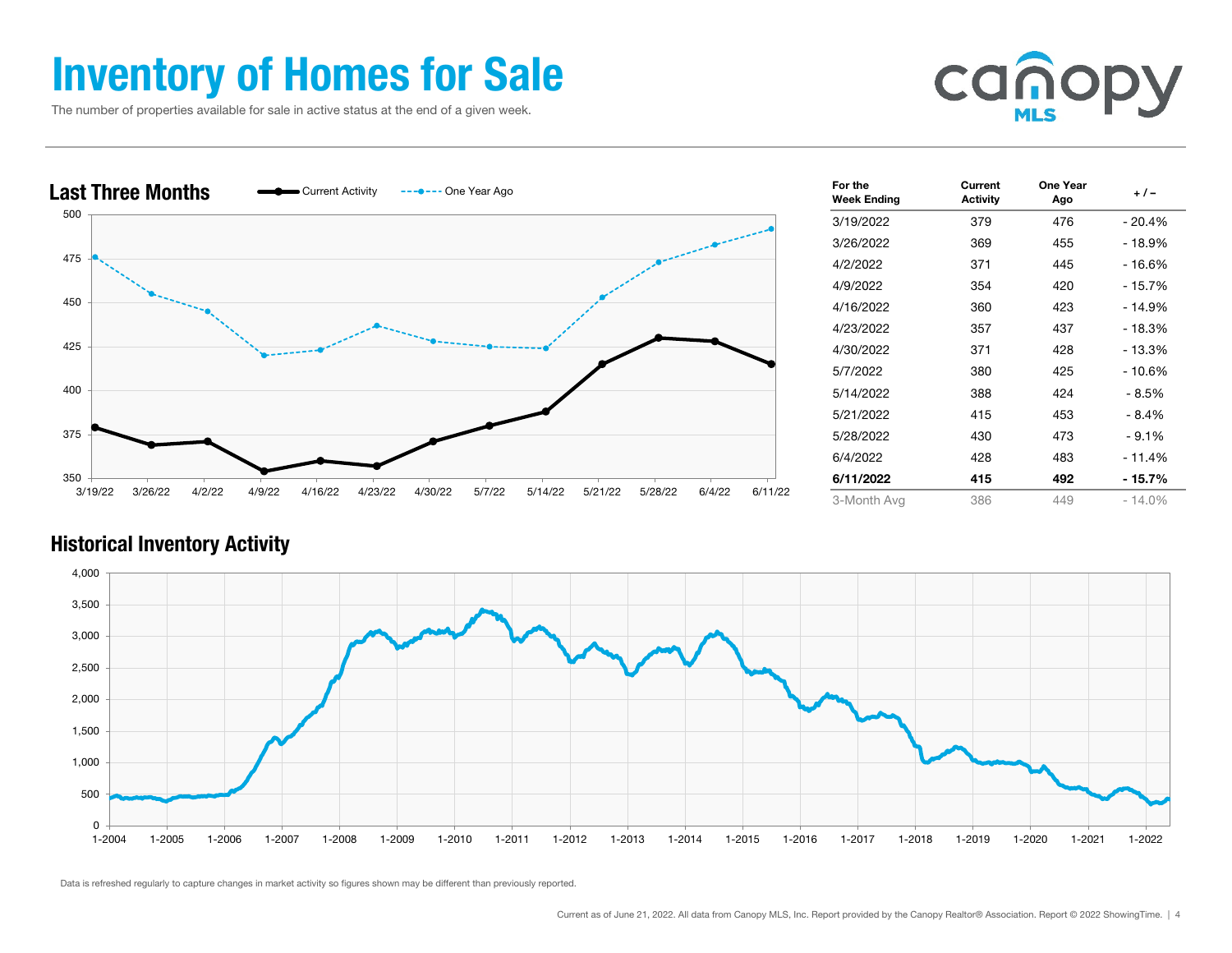# Inventory of Homes for Sale

The number of properties available for sale in active status at the end of a given week.

## Last Three Months

| For the Week Ending | Current Activity | One Year Ago | + / – |
|---|---|---|---|
| 3/19/2022 | 379 | 476 | - 20.4% |
| 3/26/2022 | 369 | 455 | - 18.9% |
| 4/2/2022 | 371 | 445 | - 16.6% |
| 4/9/2022 | 354 | 420 | - 15.7% |
| 4/16/2022 | 360 | 423 | - 14.9% |
| 4/23/2022 | 357 | 437 | - 18.3% |
| 4/30/2022 | 371 | 428 | - 13.3% |
| 5/7/2022 | 380 | 425 | - 10.6% |
| 5/14/2022 | 388 | 424 | - 8.5% |
| 5/21/2022 | 415 | 453 | - 8.4% |
| 5/28/2022 | 430 | 473 | - 9.1% |
| 6/4/2022 | 428 | 483 | - 11.4% |
| **6/11/2022** | **415** | **492** | **- 15.7%** |
| 3-Month Avg | 386 | 449 | - 14.0% |

## Historical Inventory Activity

Data is refreshed regularly to capture changes in market activity so figures shown may be different than previously reported.

Current as of June 21, 2022. All data from Canopy MLS, Inc. Report provided by the Canopy Realtor® Association. Report © 2022 ShowingTime.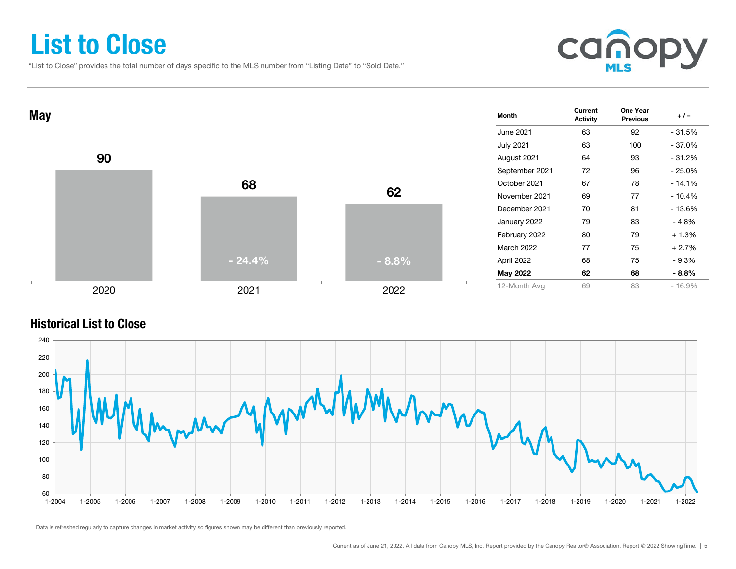# List to Close

"List to Close" provides the total number of days specific to the MLS number from "Listing Date" to "Sold Date."

## May

| Year | Value | Change |
|---|---|---|
| 2020 | 90 | |
| 2021 | 68 | - 24.4% |
| 2022 | 62 | - 8.8% |

| Month | Current Activity | One Year Previous | + / – |
|---|---|---|---|
| June 2021 | 63 | 92 | - 31.5% |
| July 2021 | 63 | 100 | - 37.0% |
| August 2021 | 64 | 93 | - 31.2% |
| September 2021 | 72 | 96 | - 25.0% |
| October 2021 | 67 | 78 | - 14.1% |
| November 2021 | 69 | 77 | - 10.4% |
| December 2021 | 70 | 81 | - 13.6% |
| January 2022 | 79 | 83 | - 4.8% |
| February 2022 | 80 | 79 | + 1.3% |
| March 2022 | 77 | 75 | + 2.7% |
| April 2022 | 68 | 75 | - 9.3% |
| **May 2022** | **62** | **68** | **- 8.8%** |
| 12-Month Avg | 69 | 83 | - 16.9% |

## Historical List to Close

Data is refreshed regularly to capture changes in market activity so figures shown may be different than previously reported.

Current as of June 21, 2022. All data from Canopy MLS, Inc. Report provided by the Canopy Realtor® Association. Report © 2022 ShowingTime.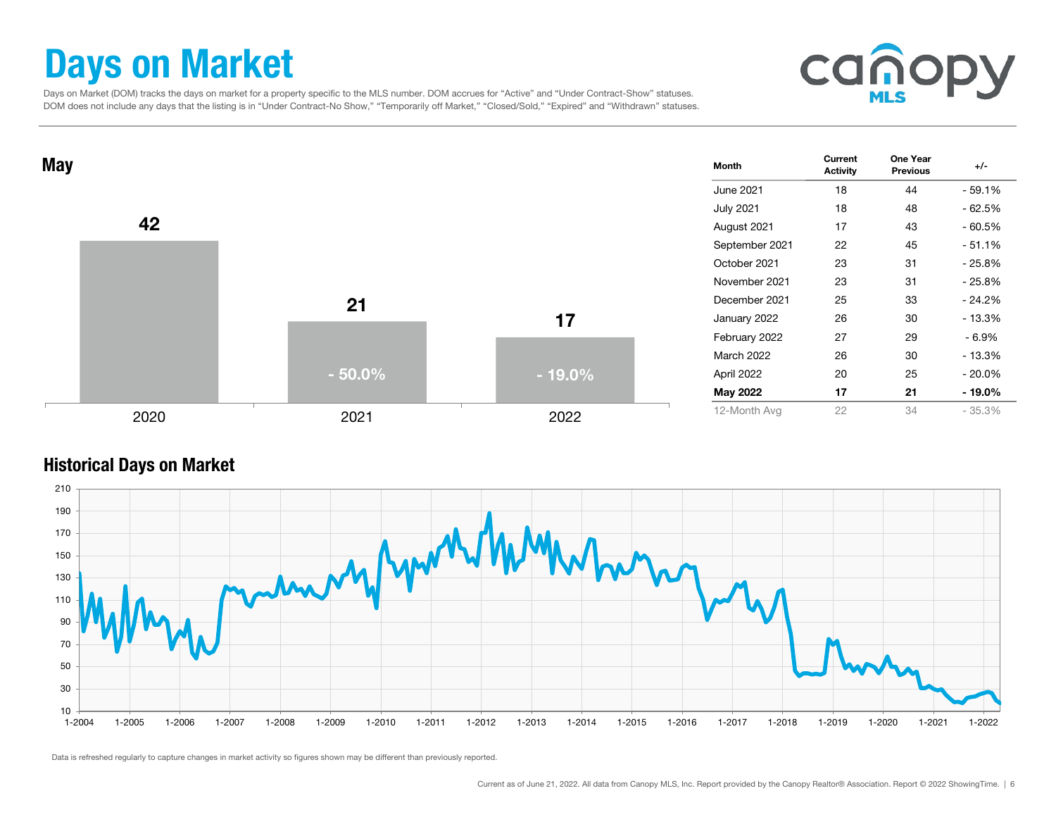# Days on Market

Days on Market (DOM) tracks the days on market for a property specific to the MLS number. DOM accrues for "Active" and "Under Contract-Show" statuses. DOM does not include any days that the listing is in "Under Contract-No Show," "Temporarily off Market," "Closed/Sold," "Expired" and "Withdrawn" statuses.

## May

| Year | Days on Market | Change |
|---|---|---|
| 2020 | 42 | |
| 2021 | 21 | - 50.0% |
| 2022 | 17 | - 19.0% |

| Month | Current Activity | One Year Previous | +/- |
|---|---|---|---|
| June 2021 | 18 | 44 | - 59.1% |
| July 2021 | 18 | 48 | - 62.5% |
| August 2021 | 17 | 43 | - 60.5% |
| September 2021 | 22 | 45 | - 51.1% |
| October 2021 | 23 | 31 | - 25.8% |
| November 2021 | 23 | 31 | - 25.8% |
| December 2021 | 25 | 33 | - 24.2% |
| January 2022 | 26 | 30 | - 13.3% |
| February 2022 | 27 | 29 | - 6.9% |
| March 2022 | 26 | 30 | - 13.3% |
| April 2022 | 20 | 25 | - 20.0% |
| **May 2022** | **17** | **21** | **- 19.0%** |
| 12-Month Avg | 22 | 34 | - 35.3% |

## Historical Days on Market

Data is refreshed regularly to capture changes in market activity so figures shown may be different than previously reported.

Current as of June 21, 2022. All data from Canopy MLS, Inc. Report provided by the Canopy Realtor® Association. Report © 2022 ShowingTime.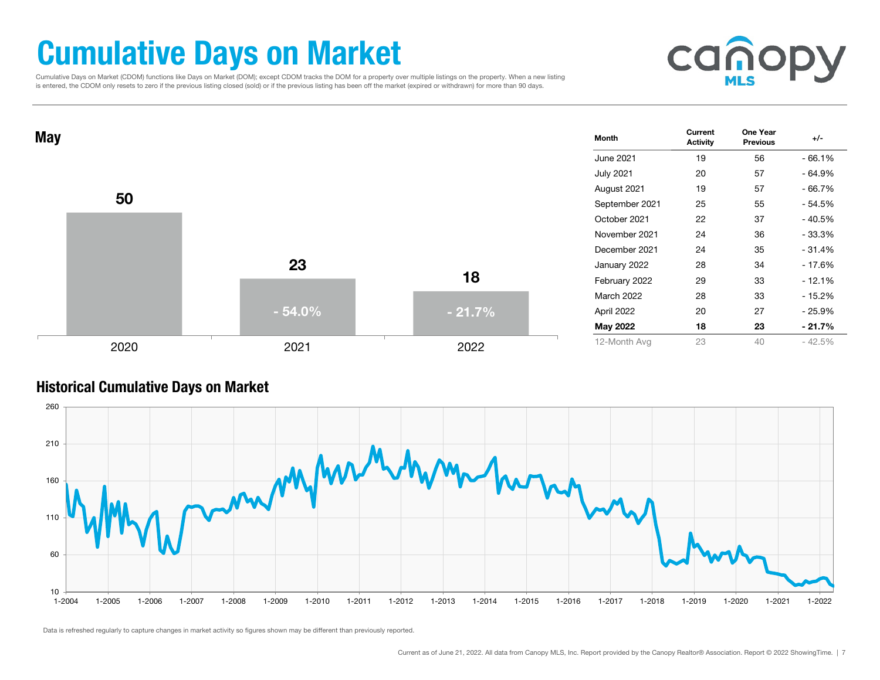# Cumulative Days on Market

Cumulative Days on Market (CDOM) functions like Days on Market (DOM); except CDOM tracks the DOM for a property over multiple listings on the property. When a new listing is entered, the CDOM only resets to zero if the previous listing closed (sold) or if the previous listing has been off the market (expired or withdrawn) for more than 90 days.

## May

| Year | Value | Change |
|---|---|---|
| 2020 | 50 | |
| 2021 | 23 | - 54.0% |
| 2022 | 18 | - 21.7% |

| Month | Current Activity | One Year Previous | +/- |
|---|---|---|---|
| June 2021 | 19 | 56 | - 66.1% |
| July 2021 | 20 | 57 | - 64.9% |
| August 2021 | 19 | 57 | - 66.7% |
| September 2021 | 25 | 55 | - 54.5% |
| October 2021 | 22 | 37 | - 40.5% |
| November 2021 | 24 | 36 | - 33.3% |
| December 2021 | 24 | 35 | - 31.4% |
| January 2022 | 28 | 34 | - 17.6% |
| February 2022 | 29 | 33 | - 12.1% |
| March 2022 | 28 | 33 | - 15.2% |
| April 2022 | 20 | 27 | - 25.9% |
| **May 2022** | **18** | **23** | **- 21.7%** |
| 12-Month Avg | 23 | 40 | - 42.5% |

## Historical Cumulative Days on Market

Data is refreshed regularly to capture changes in market activity so figures shown may be different than previously reported.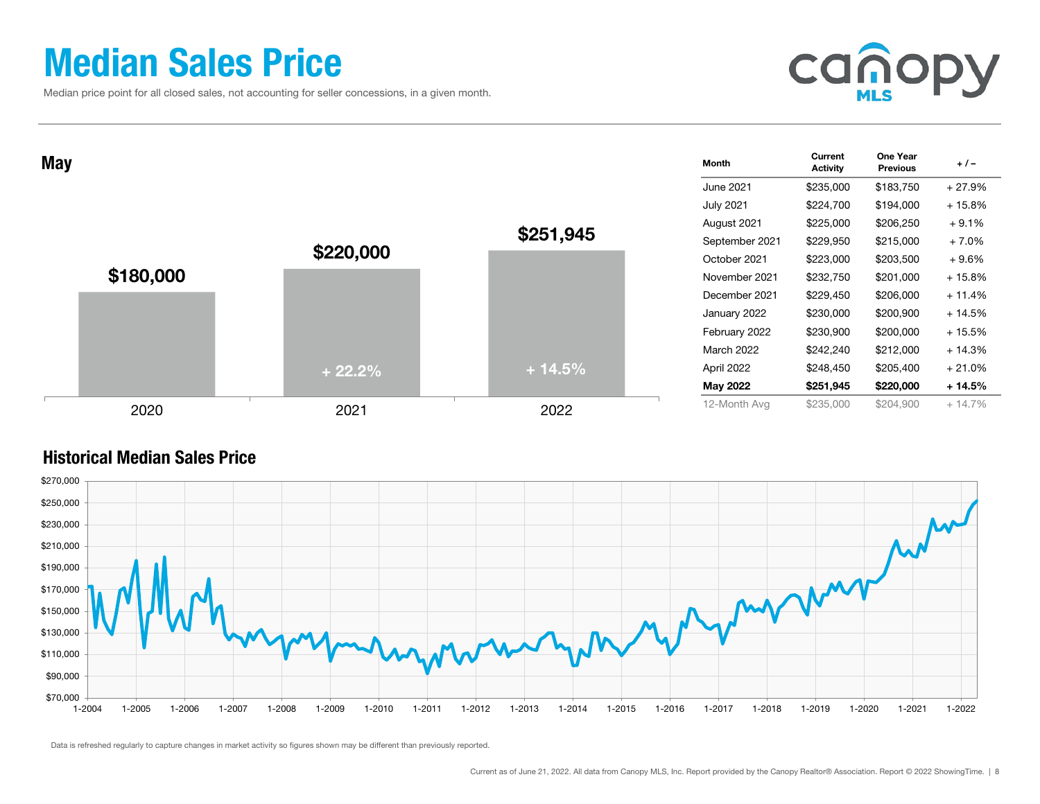# Median Sales Price

Median price point for all closed sales, not accounting for seller concessions, in a given month.

## May

| Year | Median Sales Price | Change |
| --- | --- | --- |
| 2020 | $180,000 | |
| 2021 | $220,000 | + 22.2% |
| 2022 | $251,945 | + 14.5% |

| Month | Current Activity | One Year Previous | + / – |
| --- | --- | --- | --- |
| June 2021 | $235,000 | $183,750 | + 27.9% |
| July 2021 | $224,700 | $194,000 | + 15.8% |
| August 2021 | $225,000 | $206,250 | + 9.1% |
| September 2021 | $229,950 | $215,000 | + 7.0% |
| October 2021 | $223,000 | $203,500 | + 9.6% |
| November 2021 | $232,750 | $201,000 | + 15.8% |
| December 2021 | $229,450 | $206,000 | + 11.4% |
| January 2022 | $230,000 | $200,900 | + 14.5% |
| February 2022 | $230,900 | $200,000 | + 15.5% |
| March 2022 | $242,240 | $212,000 | + 14.3% |
| April 2022 | $248,450 | $205,400 | + 21.0% |
| **May 2022** | **$251,945** | **$220,000** | **+ 14.5%** |
| 12-Month Avg | $235,000 | $204,900 | + 14.7% |

## Historical Median Sales Price

Data is refreshed regularly to capture changes in market activity so figures shown may be different than previously reported.

Current as of June 21, 2022. All data from Canopy MLS, Inc. Report provided by the Canopy Realtor® Association. Report © 2022 ShowingTime.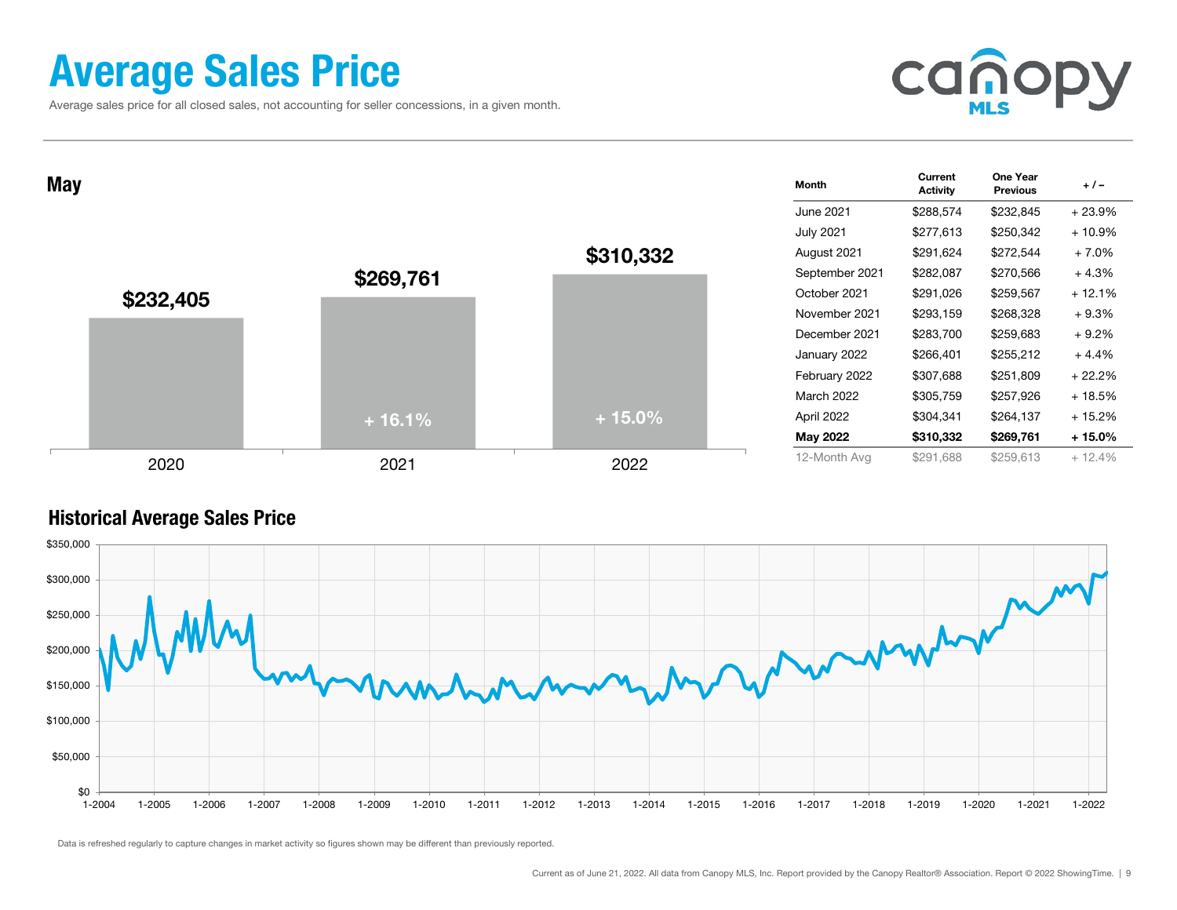# Average Sales Price

Average sales price for all closed sales, not accounting for seller concessions, in a given month.

## May

| Year | Average Sales Price | Change |
| --- | --- | --- |
| 2020 | $232,405 | |
| 2021 | $269,761 | + 16.1% |
| 2022 | $310,332 | + 15.0% |

| Month | Current Activity | One Year Previous | + / – |
| --- | --- | --- | --- |
| June 2021 | $288,574 | $232,845 | + 23.9% |
| July 2021 | $277,613 | $250,342 | + 10.9% |
| August 2021 | $291,624 | $272,544 | + 7.0% |
| September 2021 | $282,087 | $270,566 | + 4.3% |
| October 2021 | $291,026 | $259,567 | + 12.1% |
| November 2021 | $293,159 | $268,328 | + 9.3% |
| December 2021 | $283,700 | $259,683 | + 9.2% |
| January 2022 | $266,401 | $255,212 | + 4.4% |
| February 2022 | $307,688 | $251,809 | + 22.2% |
| March 2022 | $305,759 | $257,926 | + 18.5% |
| April 2022 | $304,341 | $264,137 | + 15.2% |
| **May 2022** | **$310,332** | **$269,761** | **+ 15.0%** |
| 12-Month Avg | $291,688 | $259,613 | + 12.4% |

## Historical Average Sales Price

Data is refreshed regularly to capture changes in market activity so figures shown may be different than previously reported.

Current as of June 21, 2022. All data from Canopy MLS, Inc. Report provided by the Canopy Realtor® Association. Report © 2022 ShowingTime.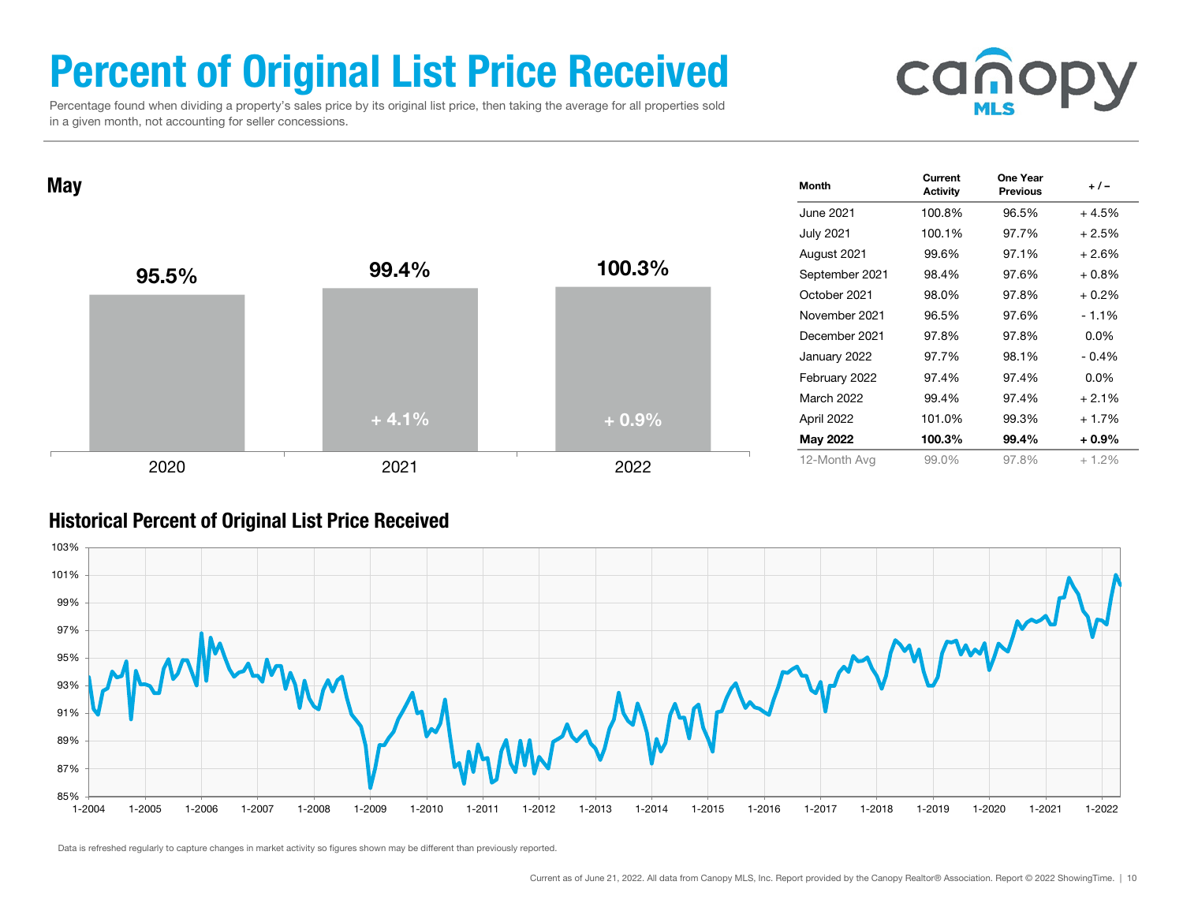# Percent of Original List Price Received

Percentage found when dividing a property's sales price by its original list price, then taking the average for all properties sold in a given month, not accounting for seller concessions.

## May

| | 2020 | 2021 | 2022 |
|---|---|---|---|
| May | 95.5% | 99.4% | 100.3% |
| Change | | + 4.1% | + 0.9% |

| Month | Current Activity | One Year Previous | + / – |
|---|---|---|---|
| June 2021 | 100.8% | 96.5% | + 4.5% |
| July 2021 | 100.1% | 97.7% | + 2.5% |
| August 2021 | 99.6% | 97.1% | + 2.6% |
| September 2021 | 98.4% | 97.6% | + 0.8% |
| October 2021 | 98.0% | 97.8% | + 0.2% |
| November 2021 | 96.5% | 97.6% | - 1.1% |
| December 2021 | 97.8% | 97.8% | 0.0% |
| January 2022 | 97.7% | 98.1% | - 0.4% |
| February 2022 | 97.4% | 97.4% | 0.0% |
| March 2022 | 99.4% | 97.4% | + 2.1% |
| April 2022 | 101.0% | 99.3% | + 1.7% |
| **May 2022** | **100.3%** | **99.4%** | **+ 0.9%** |
| 12-Month Avg | 99.0% | 97.8% | + 1.2% |

## Historical Percent of Original List Price Received

Data is refreshed regularly to capture changes in market activity so figures shown may be different than previously reported.

Current as of June 21, 2022. All data from Canopy MLS, Inc. Report provided by the Canopy Realtor® Association. Report © 2022 ShowingTime.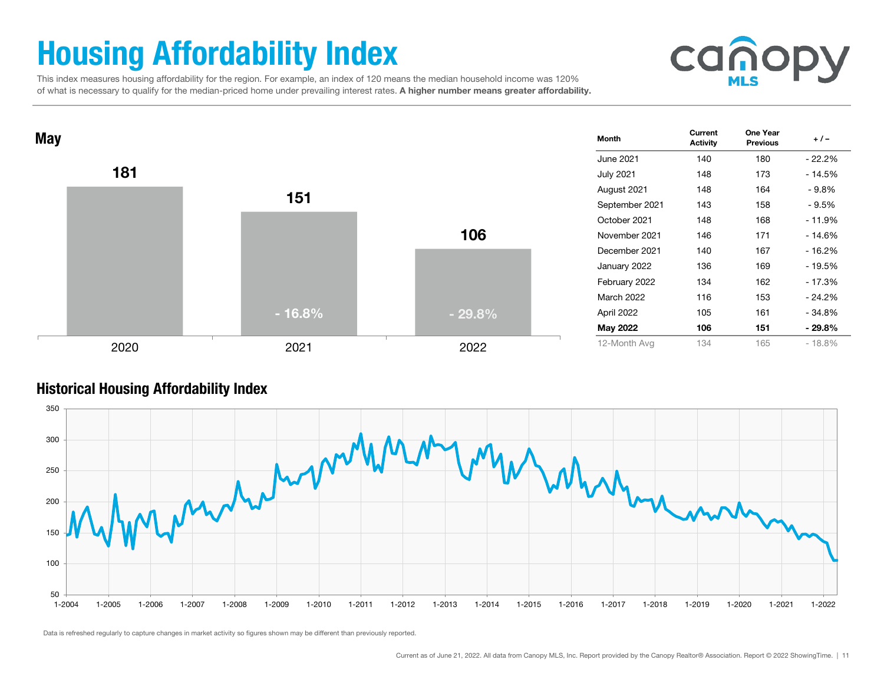# Housing Affordability Index

This index measures housing affordability for the region. For example, an index of 120 means the median household income was 120% of what is necessary to qualify for the median-priced home under prevailing interest rates. **A higher number means greater affordability.**

## May

| Year | Value | Change |
| --- | --- | --- |
| 2020 | 181 | |
| 2021 | 151 | - 16.8% |
| 2022 | 106 | - 29.8% |

| Month | Current Activity | One Year Previous | + / – |
| --- | --- | --- | --- |
| June 2021 | 140 | 180 | - 22.2% |
| July 2021 | 148 | 173 | - 14.5% |
| August 2021 | 148 | 164 | - 9.8% |
| September 2021 | 143 | 158 | - 9.5% |
| October 2021 | 148 | 168 | - 11.9% |
| November 2021 | 146 | 171 | - 14.6% |
| December 2021 | 140 | 167 | - 16.2% |
| January 2022 | 136 | 169 | - 19.5% |
| February 2022 | 134 | 162 | - 17.3% |
| March 2022 | 116 | 153 | - 24.2% |
| April 2022 | 105 | 161 | - 34.8% |
| **May 2022** | **106** | **151** | **- 29.8%** |
| 12-Month Avg | 134 | 165 | - 18.8% |

## Historical Housing Affordability Index

Data is refreshed regularly to capture changes in market activity so figures shown may be different than previously reported.

Current as of June 21, 2022. All data from Canopy MLS, Inc. Report provided by the Canopy Realtor® Association. Report © 2022 ShowingTime.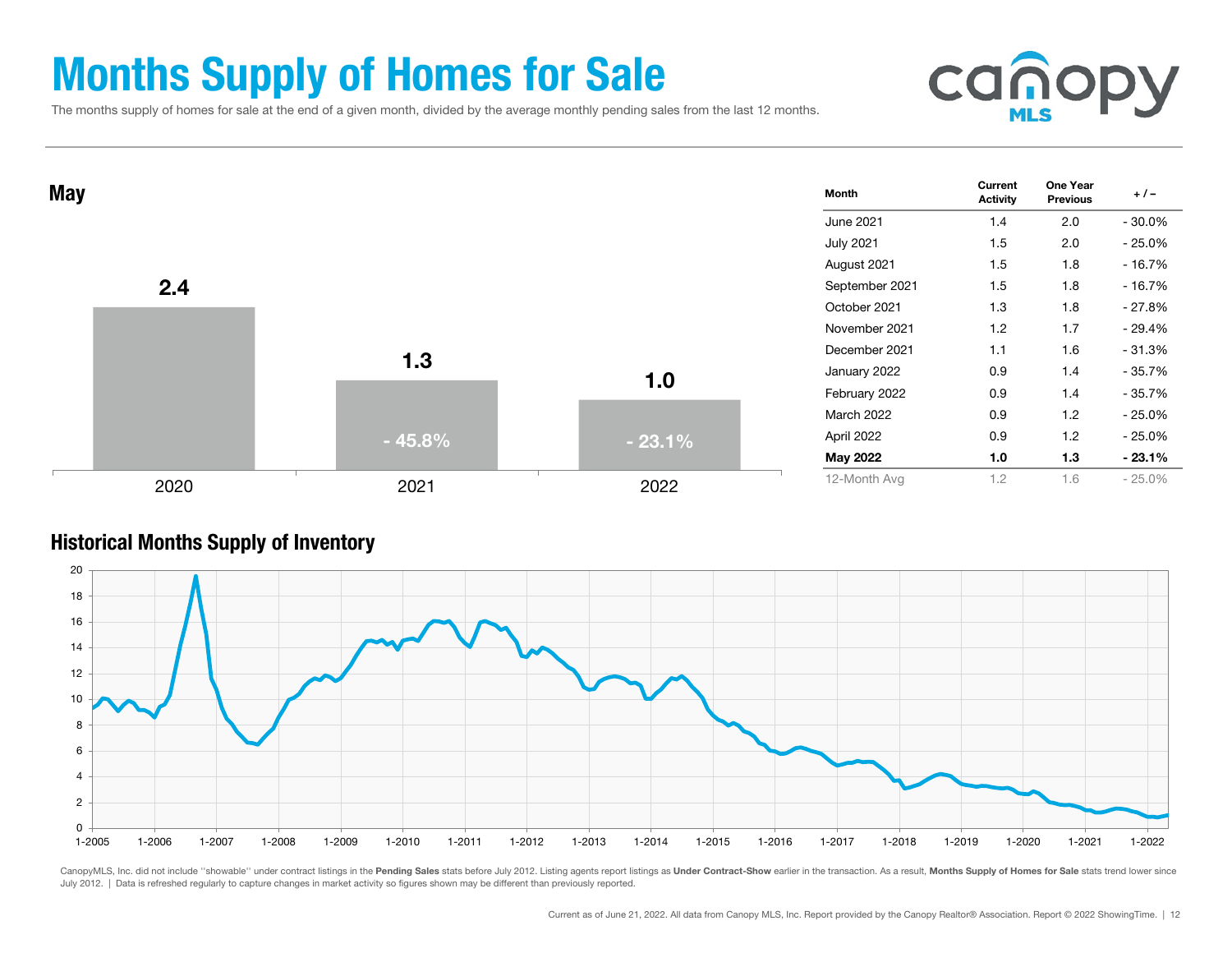# Months Supply of Homes for Sale

The months supply of homes for sale at the end of a given month, divided by the average monthly pending sales from the last 12 months.

## May

2.4
2020

1.3
- 45.8%
2021

1.0
- 23.1%
2022

| Month | Current Activity | One Year Previous | + / – |
|---|---|---|---|
| June 2021 | 1.4 | 2.0 | - 30.0% |
| July 2021 | 1.5 | 2.0 | - 25.0% |
| August 2021 | 1.5 | 1.8 | - 16.7% |
| September 2021 | 1.5 | 1.8 | - 16.7% |
| October 2021 | 1.3 | 1.8 | - 27.8% |
| November 2021 | 1.2 | 1.7 | - 29.4% |
| December 2021 | 1.1 | 1.6 | - 31.3% |
| January 2022 | 0.9 | 1.4 | - 35.7% |
| February 2022 | 0.9 | 1.4 | - 35.7% |
| March 2022 | 0.9 | 1.2 | - 25.0% |
| April 2022 | 0.9 | 1.2 | - 25.0% |
| **May 2022** | **1.0** | **1.3** | **- 23.1%** |
| 12-Month Avg | 1.2 | 1.6 | - 25.0% |

## Historical Months Supply of Inventory

20
18
16
14
12
10
8
6
4
2
0

1-2005 1-2006 1-2007 1-2008 1-2009 1-2010 1-2011 1-2012 1-2013 1-2014 1-2015 1-2016 1-2017 1-2018 1-2019 1-2020 1-2021 1-2022

CanopyMLS, Inc. did not include "showable" under contract listings in the **Pending Sales** stats before July 2012. Listing agents report listings as **Under Contract-Show** earlier in the transaction. As a result, **Months Supply of Homes for Sale** stats trend lower since July 2012. | Data is refreshed regularly to capture changes in market activity so figures shown may be different than previously reported.

Current as of June 21, 2022. All data from Canopy MLS, Inc. Report provided by the Canopy Realtor® Association. Report © 2022 ShowingTime.